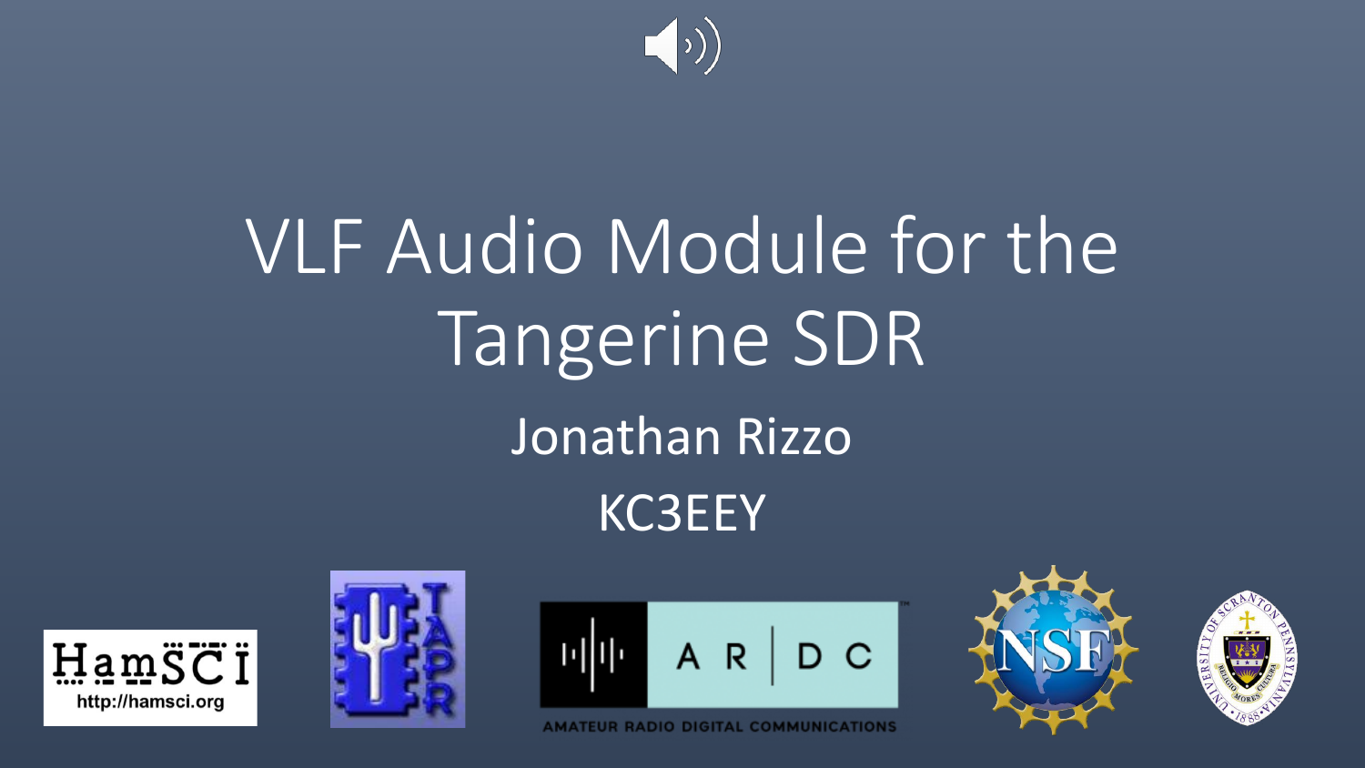# VLF Audio Module for the Tangerine SDR

Jonathan Rizzo

KC3EEY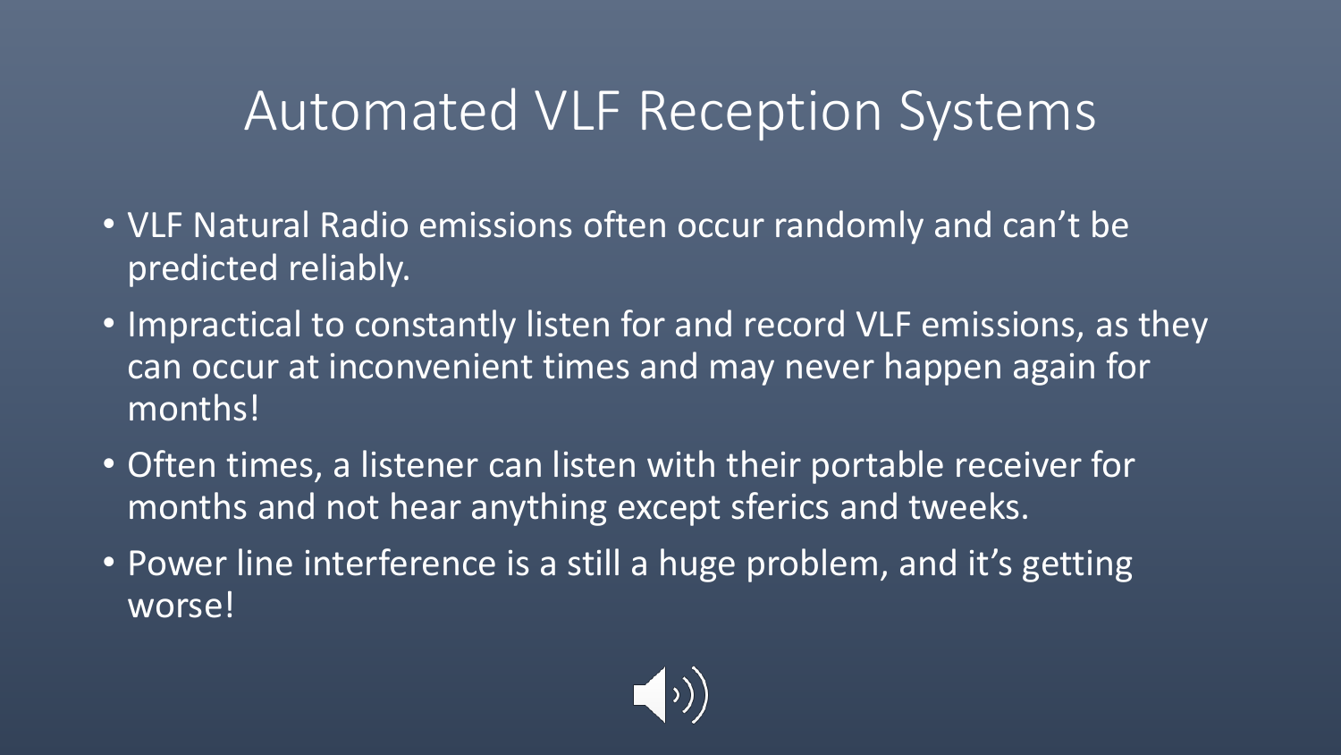# Automated VLF Reception Systems

- VLF Natural Radio emissions often occur randomly and can't be predicted reliably.
- Impractical to constantly listen for and record VLF emissions, as they can occur at inconvenient times and may never happen again for months!
- Often times, a listener can listen with their portable receiver for months and not hear anything except sferics and tweeks.
- Power line interference is a still a huge problem, and it's getting worse!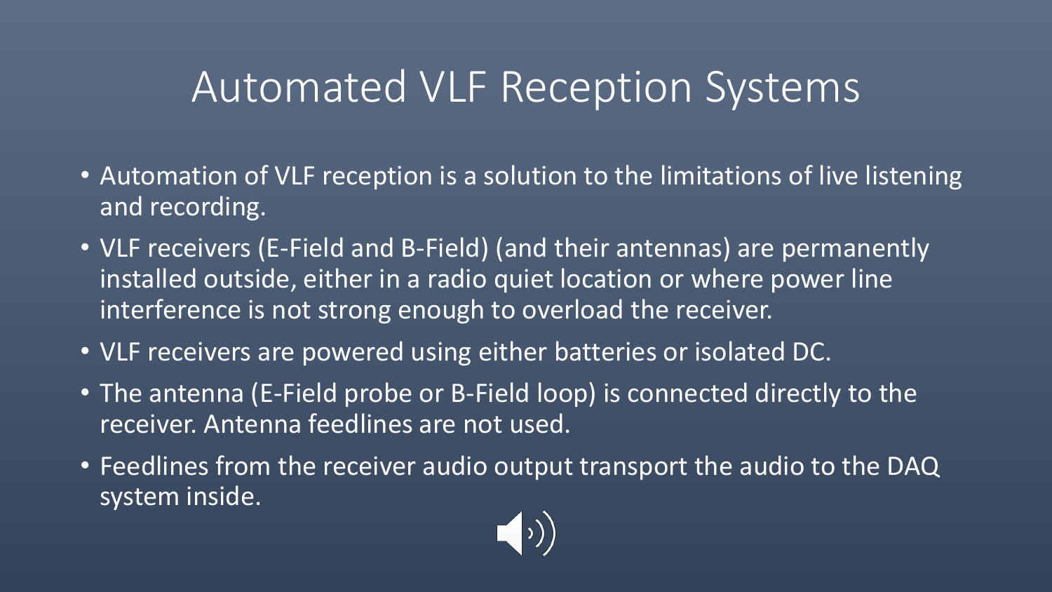# Automated VLF Reception Systems

- Automation of VLF reception is a solution to the limitations of live listening and recording.
- VLF receivers (E-Field and B-Field) (and their antennas) are permanently installed outside, either in a radio quiet location or where power line interference is not strong enough to overload the receiver.
- VLF receivers are powered using either batteries or isolated DC.
- The antenna (E-Field probe or B-Field loop) is connected directly to the receiver. Antenna feedlines are not used.
- Feedlines from the receiver audio output transport the audio to the DAQ system inside.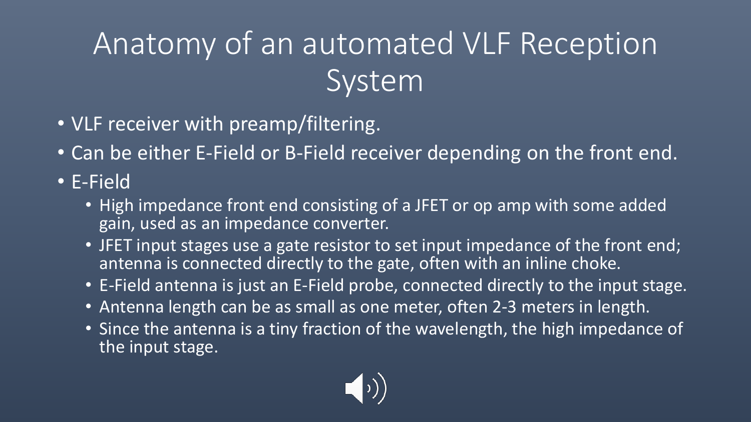# Anatomy of an automated VLF Reception System

- VLF receiver with preamp/filtering.
- Can be either E-Field or B-Field receiver depending on the front end.
- E-Field
  - High impedance front end consisting of a JFET or op amp with some added gain, used as an impedance converter.
  - JFET input stages use a gate resistor to set input impedance of the front end; antenna is connected directly to the gate, often with an inline choke.
  - E-Field antenna is just an E-Field probe, connected directly to the input stage.
  - Antenna length can be as small as one meter, often 2-3 meters in length.
  - Since the antenna is a tiny fraction of the wavelength, the high impedance of the input stage.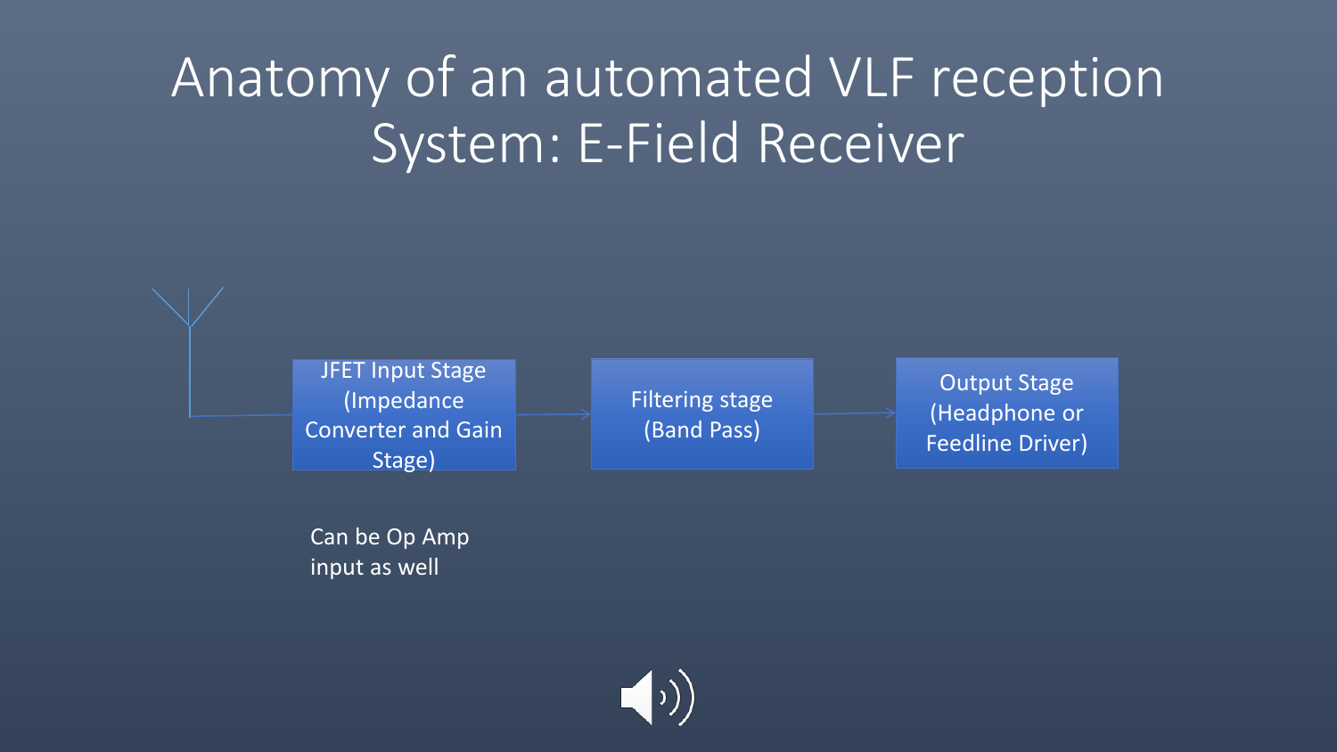# Anatomy of an automated VLF reception System: E-Field Receiver

JFET Input Stage (Impedance Converter and Gain Stage)

Filtering stage (Band Pass)

Output Stage (Headphone or Feedline Driver)

Can be Op Amp input as well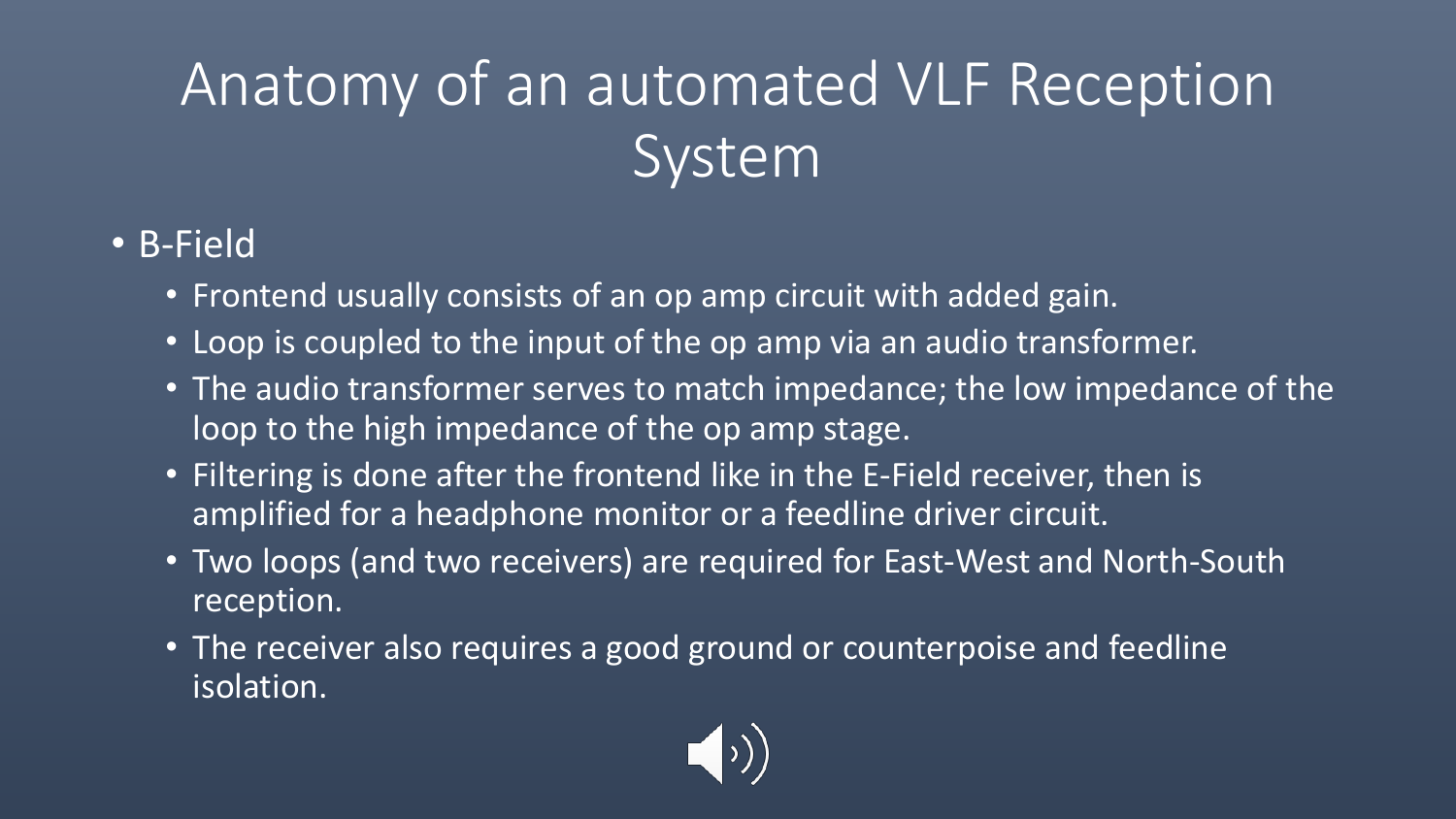# Anatomy of an automated VLF Reception System

- B-Field
  - Frontend usually consists of an op amp circuit with added gain.
  - Loop is coupled to the input of the op amp via an audio transformer.
  - The audio transformer serves to match impedance; the low impedance of the loop to the high impedance of the op amp stage.
  - Filtering is done after the frontend like in the E-Field receiver, then is amplified for a headphone monitor or a feedline driver circuit.
  - Two loops (and two receivers) are required for East-West and North-South reception.
  - The receiver also requires a good ground or counterpoise and feedline isolation.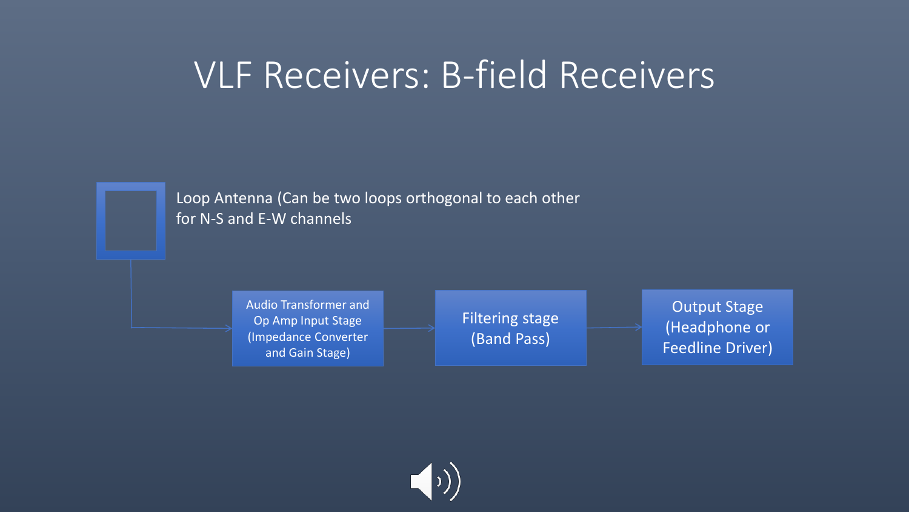# VLF Receivers: B-field Receivers

Loop Antenna (Can be two loops orthogonal to each other for N-S and E-W channels

Audio Transformer and Op Amp Input Stage (Impedance Converter and Gain Stage)

Filtering stage (Band Pass)

Output Stage (Headphone or Feedline Driver)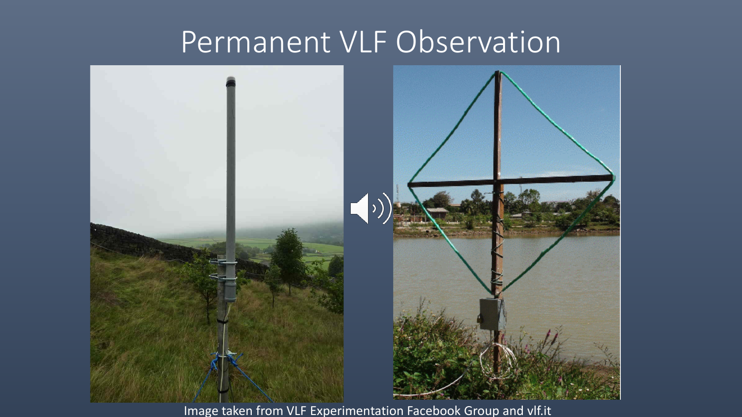# Permanent VLF Observation

Image taken from VLF Experimentation Facebook Group and vlf.it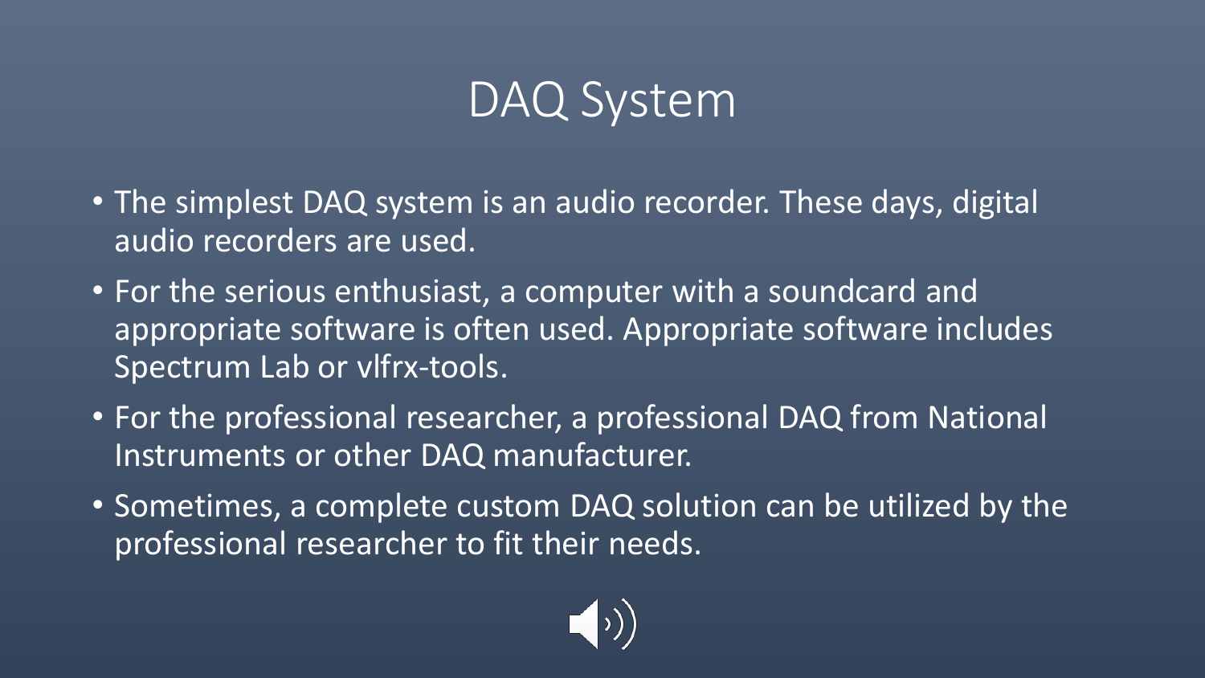# DAQ System

- The simplest DAQ system is an audio recorder. These days, digital audio recorders are used.
- For the serious enthusiast, a computer with a soundcard and appropriate software is often used. Appropriate software includes Spectrum Lab or vlfrx-tools.
- For the professional researcher, a professional DAQ from National Instruments or other DAQ manufacturer.
- Sometimes, a complete custom DAQ solution can be utilized by the professional researcher to fit their needs.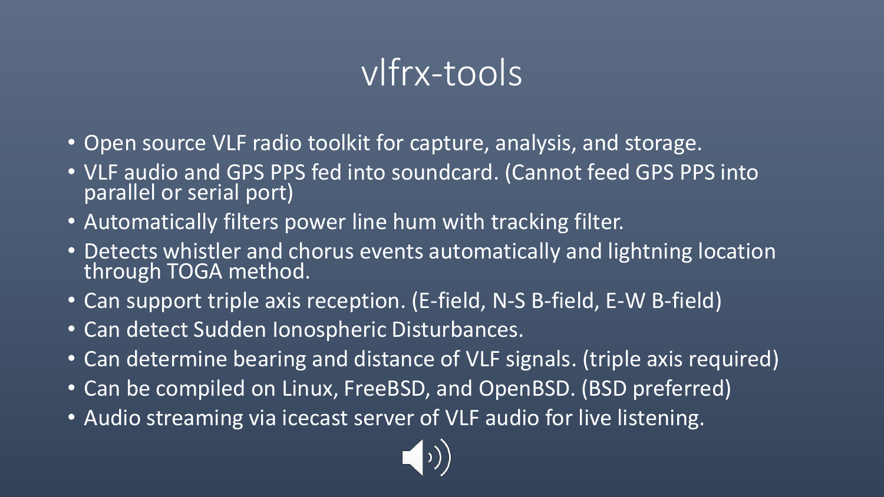# vlfrx-tools

- Open source VLF radio toolkit for capture, analysis, and storage.
- VLF audio and GPS PPS fed into soundcard. (Cannot feed GPS PPS into parallel or serial port)
- Automatically filters power line hum with tracking filter.
- Detects whistler and chorus events automatically and lightning location through TOGA method.
- Can support triple axis reception. (E-field, N-S B-field, E-W B-field)
- Can detect Sudden Ionospheric Disturbances.
- Can determine bearing and distance of VLF signals. (triple axis required)
- Can be compiled on Linux, FreeBSD, and OpenBSD. (BSD preferred)
- Audio streaming via icecast server of VLF audio for live listening.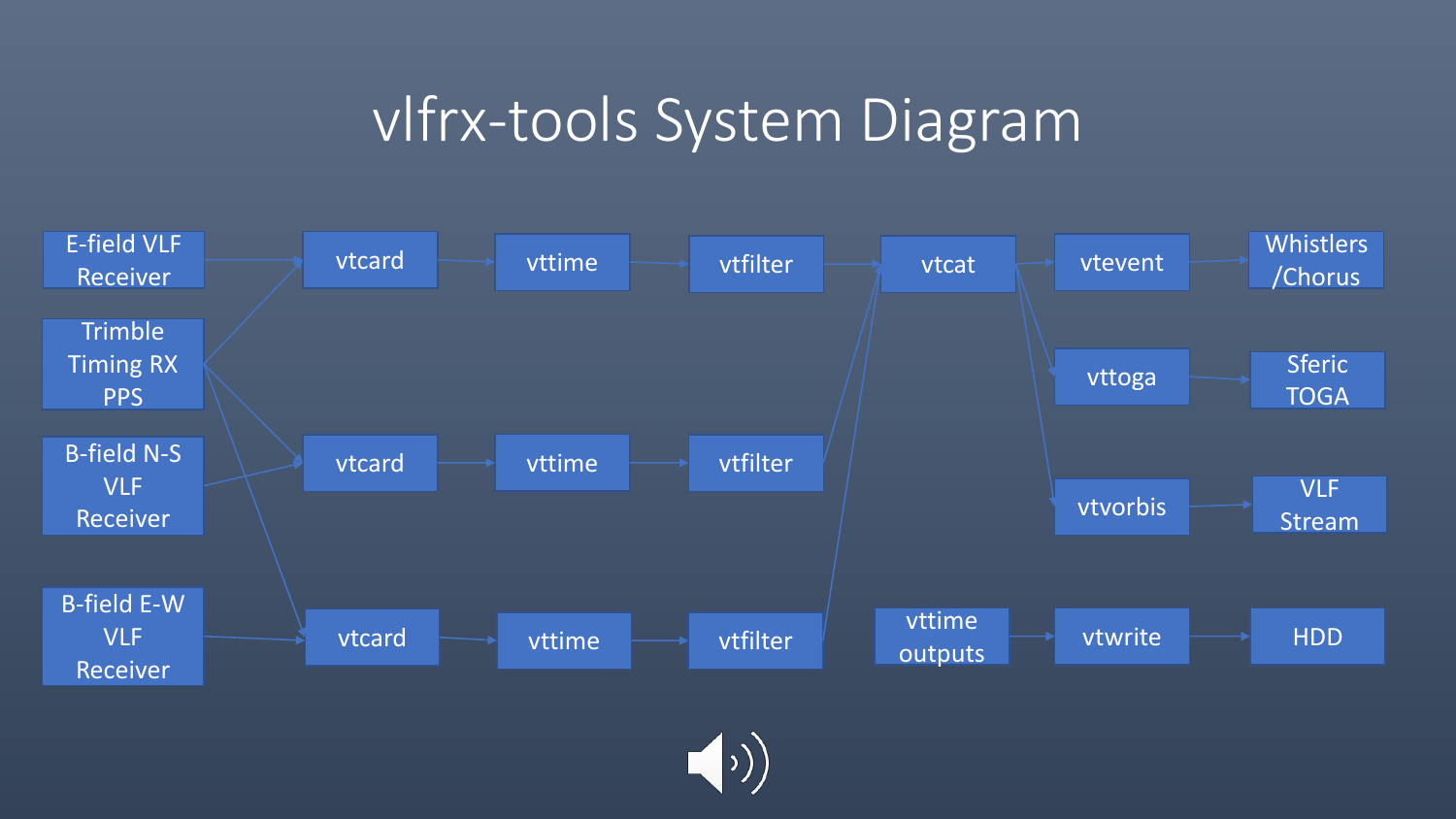# vlfrx-tools System Diagram

E-field VLF Receiver

Trimble Timing RX PPS

B-field N-S VLF Receiver

B-field E-W VLF Receiver

vtcard

vttime

vtfilter

vtcard

vttime

vtfilter

vtcard

vttime

vtfilter

vtcat

vtevent

Whistlers /Chorus

vttoga

Sferic TOGA

vtvorbis

VLF Stream

vttime outputs

vtwrite

HDD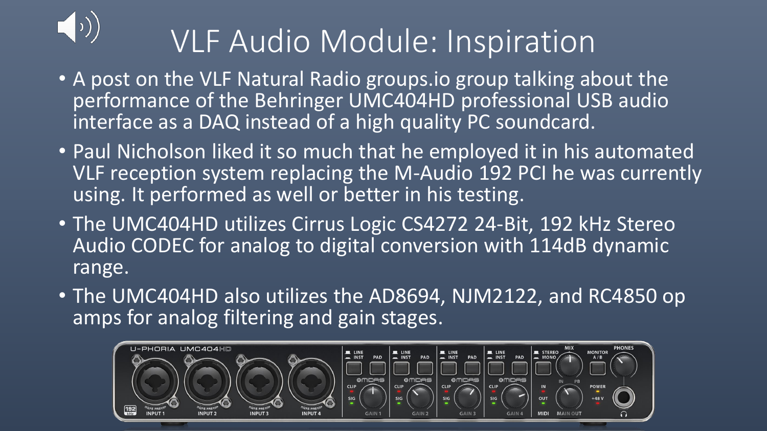# VLF Audio Module: Inspiration

- A post on the VLF Natural Radio groups.io group talking about the performance of the Behringer UMC404HD professional USB audio interface as a DAQ instead of a high quality PC soundcard.
- Paul Nicholson liked it so much that he employed it in his automated VLF reception system replacing the M-Audio 192 PCI he was currently using. It performed as well or better in his testing.
- The UMC404HD utilizes Cirrus Logic CS4272 24-Bit, 192 kHz Stereo Audio CODEC for analog to digital conversion with 114dB dynamic range.
- The UMC404HD also utilizes the AD8694, NJM2122, and RC4850 op amps for analog filtering and gain stages.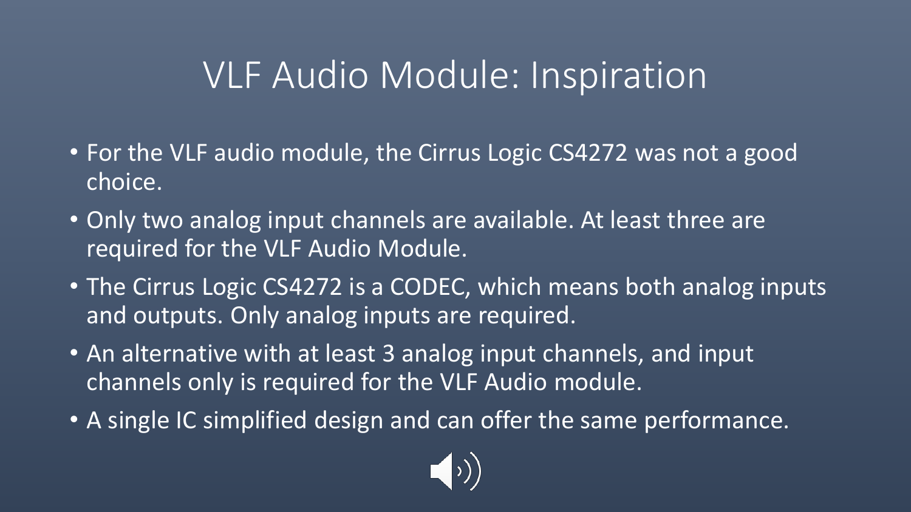# VLF Audio Module: Inspiration

- For the VLF audio module, the Cirrus Logic CS4272 was not a good choice.
- Only two analog input channels are available. At least three are required for the VLF Audio Module.
- The Cirrus Logic CS4272 is a CODEC, which means both analog inputs and outputs. Only analog inputs are required.
- An alternative with at least 3 analog input channels, and input channels only is required for the VLF Audio module.
- A single IC simplified design and can offer the same performance.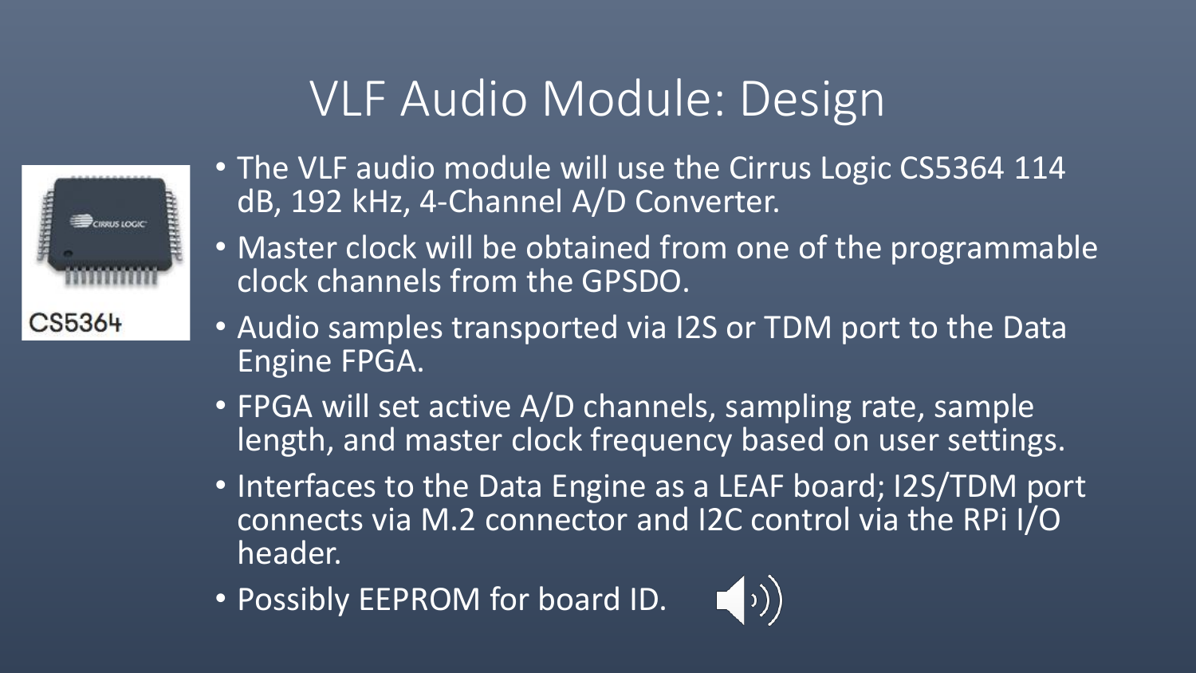# VLF Audio Module: Design

- The VLF audio module will use the Cirrus Logic CS5364 114 dB, 192 kHz, 4-Channel A/D Converter.
- Master clock will be obtained from one of the programmable clock channels from the GPSDO.
- Audio samples transported via I2S or TDM port to the Data Engine FPGA.
- FPGA will set active A/D channels, sampling rate, sample length, and master clock frequency based on user settings.
- Interfaces to the Data Engine as a LEAF board; I2S/TDM port connects via M.2 connector and I2C control via the RPi I/O header.
- Possibly EEPROM for board ID.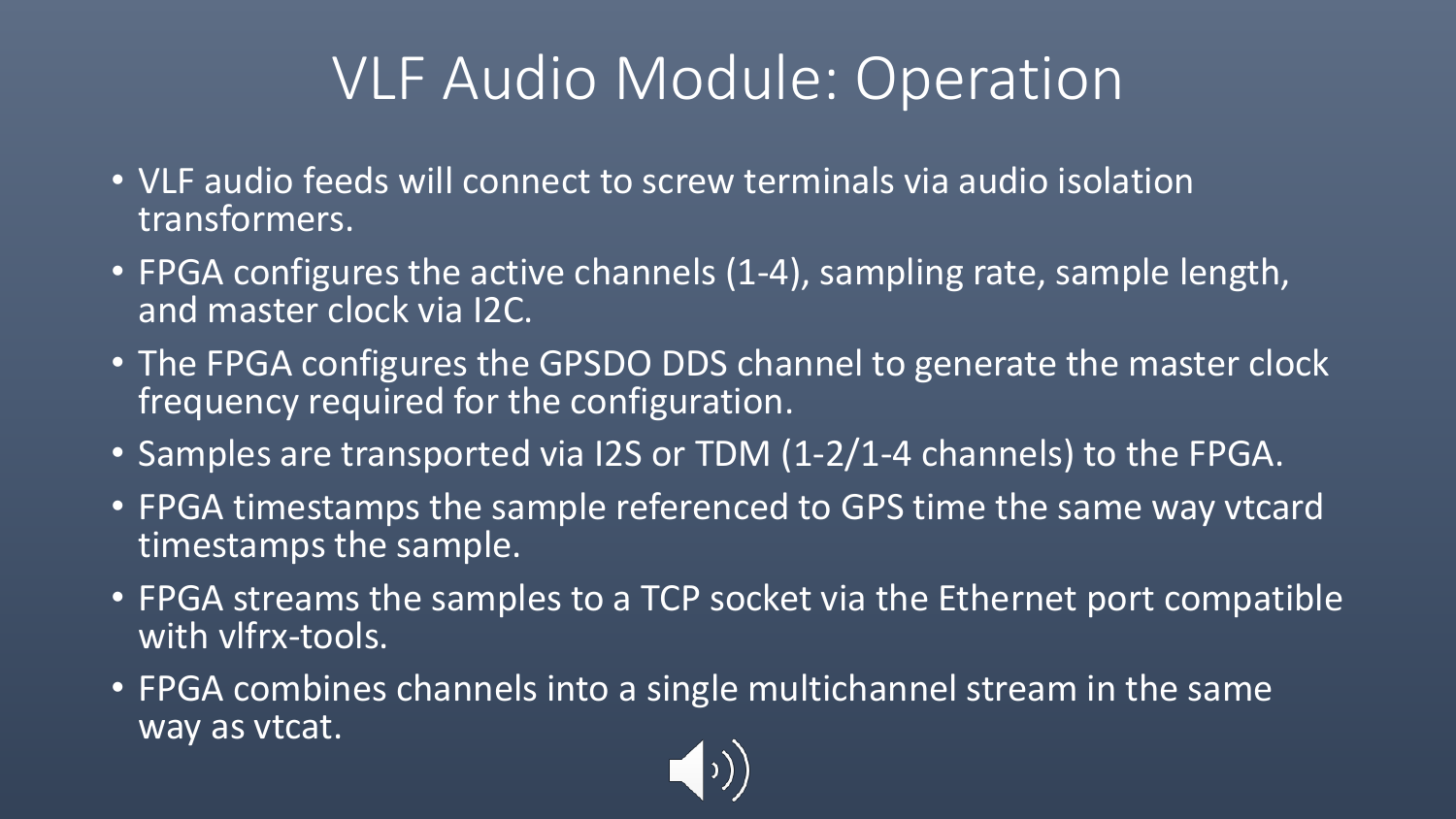# VLF Audio Module: Operation

- VLF audio feeds will connect to screw terminals via audio isolation transformers.
- FPGA configures the active channels (1-4), sampling rate, sample length, and master clock via I2C.
- The FPGA configures the GPSDO DDS channel to generate the master clock frequency required for the configuration.
- Samples are transported via I2S or TDM (1-2/1-4 channels) to the FPGA.
- FPGA timestamps the sample referenced to GPS time the same way vtcard timestamps the sample.
- FPGA streams the samples to a TCP socket via the Ethernet port compatible with vlfrx-tools.
- FPGA combines channels into a single multichannel stream in the same way as vtcat.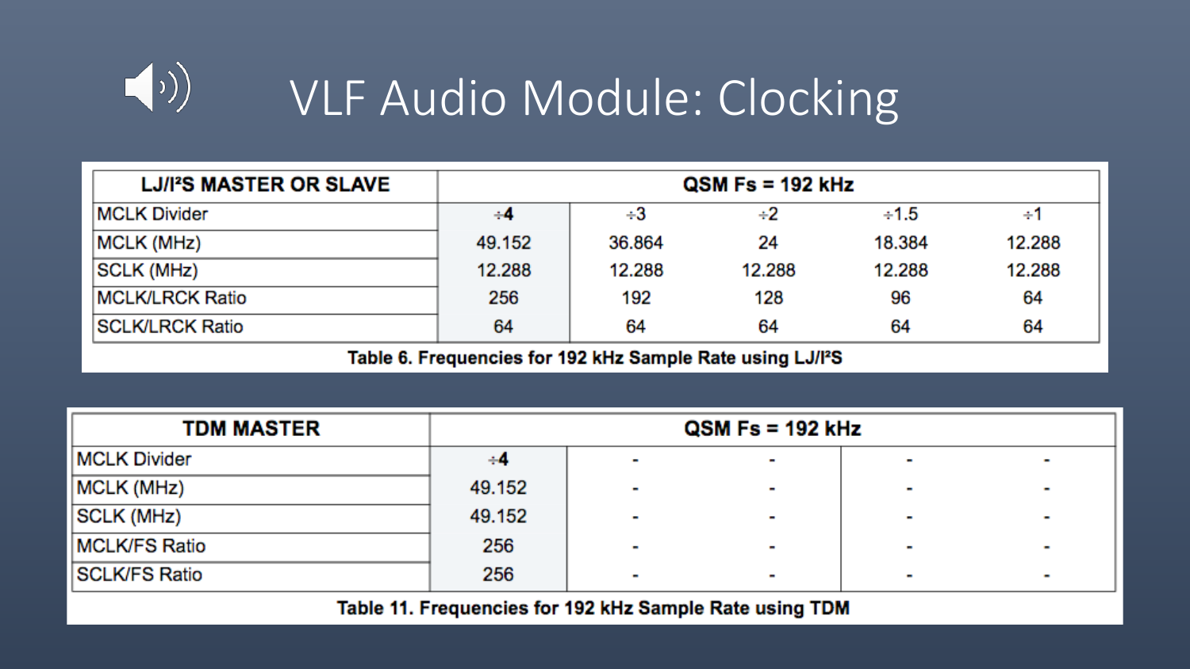# VLF Audio Module: Clocking

| LJ/I²S MASTER OR SLAVE | QSM Fs = 192 kHz | | | | |
|---|---|---|---|---|---|
| MCLK Divider | ÷4 | ÷3 | ÷2 | ÷1.5 | ÷1 |
| MCLK (MHz) | 49.152 | 36.864 | 24 | 18.384 | 12.288 |
| SCLK (MHz) | 12.288 | 12.288 | 12.288 | 12.288 | 12.288 |
| MCLK/LRCK Ratio | 256 | 192 | 128 | 96 | 64 |
| SCLK/LRCK Ratio | 64 | 64 | 64 | 64 | 64 |

**Table 6. Frequencies for 192 kHz Sample Rate using LJ/I²S**

| TDM MASTER | QSM Fs = 192 kHz | | | | |
|---|---|---|---|---|---|
| MCLK Divider | ÷4 | - | - | - | - |
| MCLK (MHz) | 49.152 | - | - | - | - |
| SCLK (MHz) | 49.152 | - | - | - | - |
| MCLK/FS Ratio | 256 | - | - | - | - |
| SCLK/FS Ratio | 256 | - | - | - | - |

**Table 11. Frequencies for 192 kHz Sample Rate using TDM**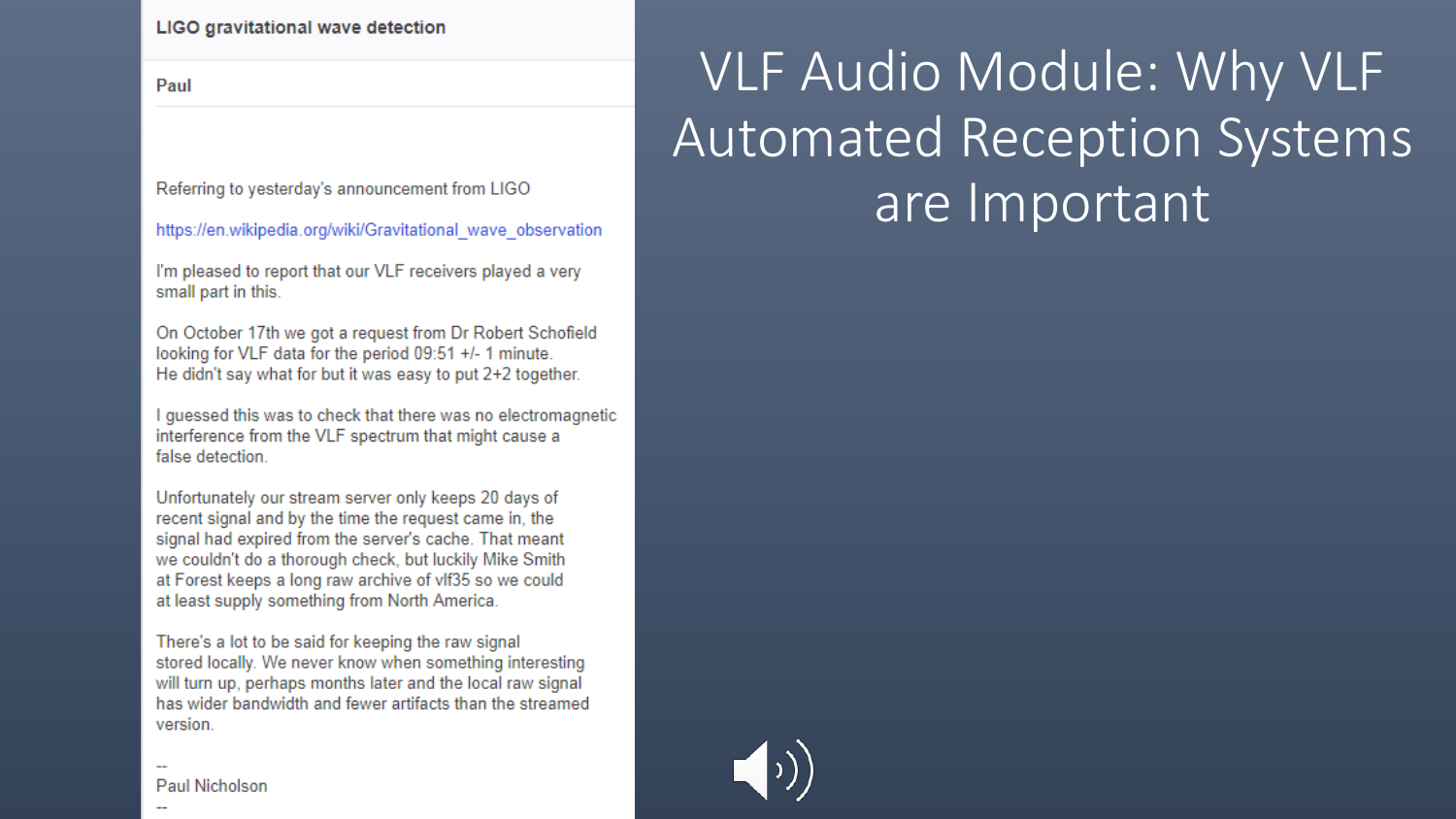# VLF Audio Module: Why VLF Automated Reception Systems are Important

**LIGO gravitational wave detection**

**Paul**

Referring to yesterday's announcement from LIGO

https://en.wikipedia.org/wiki/Gravitational_wave_observation

I'm pleased to report that our VLF receivers played a very small part in this.

On October 17th we got a request from Dr Robert Schofield looking for VLF data for the period 09:51 +/- 1 minute.
He didn't say what for but it was easy to put 2+2 together.

I guessed this was to check that there was no electromagnetic interference from the VLF spectrum that might cause a false detection.

Unfortunately our stream server only keeps 20 days of recent signal and by the time the request came in, the signal had expired from the server's cache. That meant we couldn't do a thorough check, but luckily Mike Smith at Forest keeps a long raw archive of vlf35 so we could at least supply something from North America.

There's a lot to be said for keeping the raw signal stored locally. We never know when something interesting will turn up, perhaps months later and the local raw signal has wider bandwidth and fewer artifacts than the streamed version.

--
Paul Nicholson
--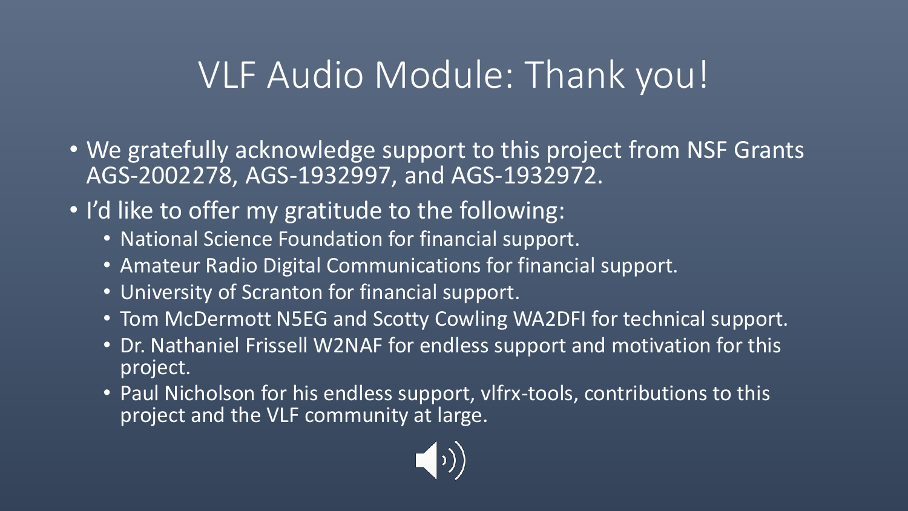# VLF Audio Module: Thank you!

- We gratefully acknowledge support to this project from NSF Grants AGS-2002278, AGS-1932997, and AGS-1932972.
- I'd like to offer my gratitude to the following:
  - National Science Foundation for financial support.
  - Amateur Radio Digital Communications for financial support.
  - University of Scranton for financial support.
  - Tom McDermott N5EG and Scotty Cowling WA2DFI for technical support.
  - Dr. Nathaniel Frissell W2NAF for endless support and motivation for this project.
  - Paul Nicholson for his endless support, vlfrx-tools, contributions to this project and the VLF community at large.